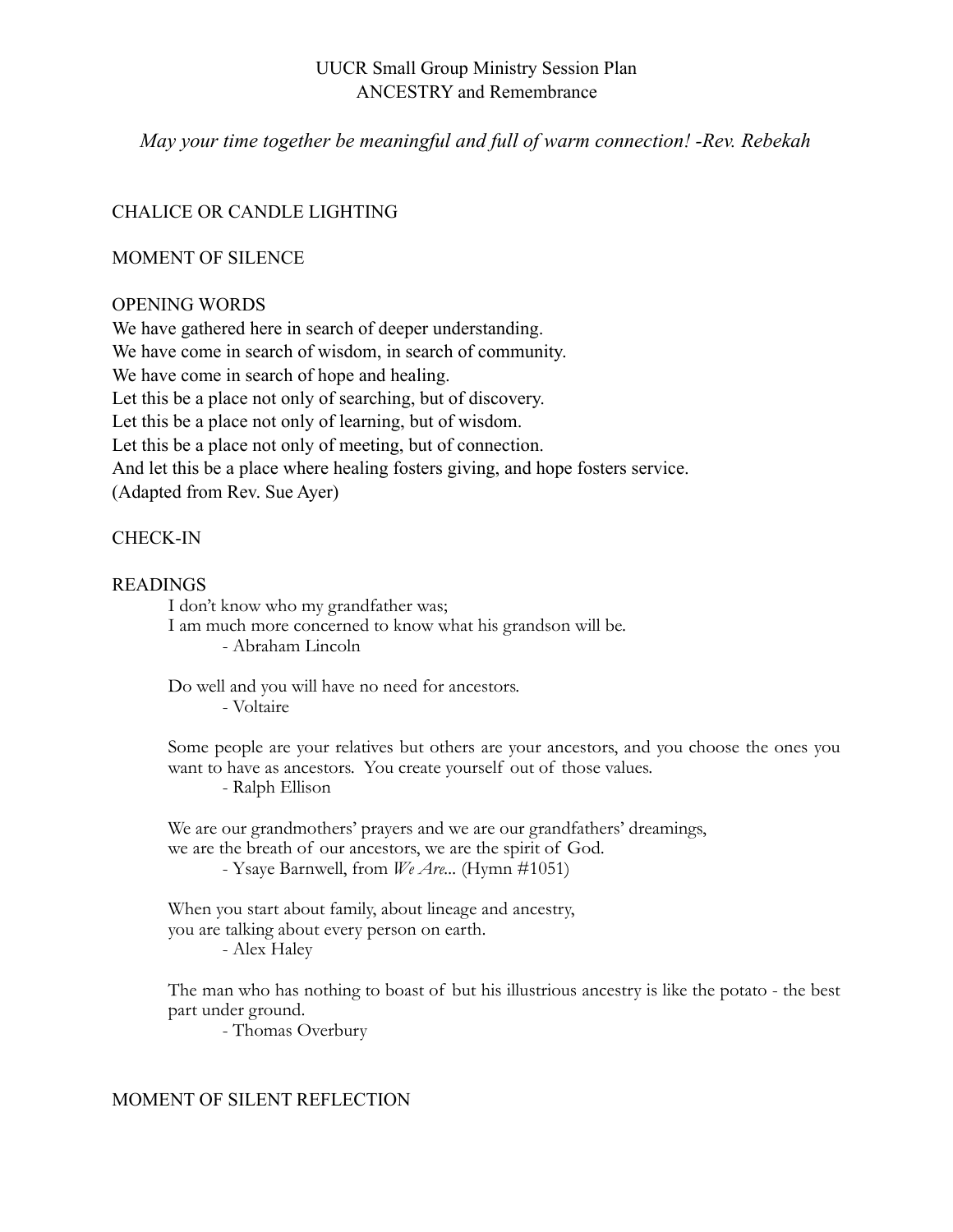# UUCR Small Group Ministry Session Plan
# ANCESTRY and Remembrance

*May your time together be meaningful and full of warm connection! -Rev. Rebekah*

## CHALICE OR CANDLE LIGHTING

## MOMENT OF SILENCE

## OPENING WORDS

We have gathered here in search of deeper understanding.
We have come in search of wisdom, in search of community.
We have come in search of hope and healing.
Let this be a place not only of searching, but of discovery.
Let this be a place not only of learning, but of wisdom.
Let this be a place not only of meeting, but of connection.
And let this be a place where healing fosters giving, and hope fosters service.
(Adapted from Rev. Sue Ayer)

## CHECK-IN

## READINGS

> I don't know who my grandfather was;
> I am much more concerned to know what his grandson will be.
> - Abraham Lincoln

> Do well and you will have no need for ancestors.
> - Voltaire

> Some people are your relatives but others are your ancestors, and you choose the ones you want to have as ancestors. You create yourself out of those values.
> - Ralph Ellison

> We are our grandmothers' prayers and we are our grandfathers' dreamings,
> we are the breath of our ancestors, we are the spirit of God.
> - Ysaye Barnwell, from *We Are...* (Hymn #1051)

> When you start about family, about lineage and ancestry,
> you are talking about every person on earth.
> - Alex Haley

> The man who has nothing to boast of but his illustrious ancestry is like the potato - the best part under ground.
> - Thomas Overbury

## MOMENT OF SILENT REFLECTION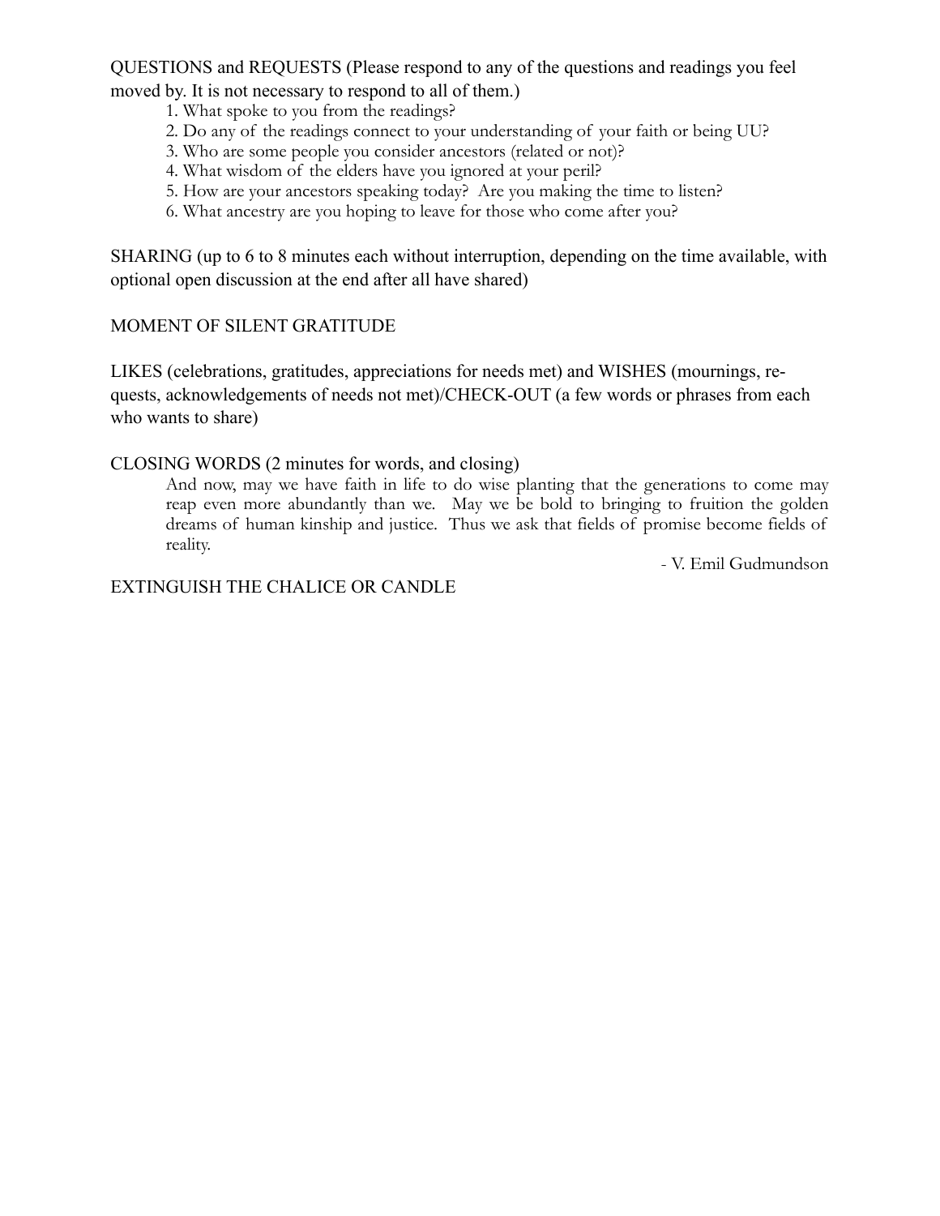QUESTIONS and REQUESTS (Please respond to any of the questions and readings you feel moved by. It is not necessary to respond to all of them.)

1. What spoke to you from the readings?
2. Do any of the readings connect to your understanding of your faith or being UU?
3. Who are some people you consider ancestors (related or not)?
4. What wisdom of the elders have you ignored at your peril?
5. How are your ancestors speaking today? Are you making the time to listen?
6. What ancestry are you hoping to leave for those who come after you?

SHARING (up to 6 to 8 minutes each without interruption, depending on the time available, with optional open discussion at the end after all have shared)

MOMENT OF SILENT GRATITUDE

LIKES (celebrations, gratitudes, appreciations for needs met) and WISHES (mournings, requests, acknowledgements of needs not met)/CHECK-OUT (a few words or phrases from each who wants to share)

CLOSING WORDS (2 minutes for words, and closing)

> And now, may we have faith in life to do wise planting that the generations to come may reap even more abundantly than we. May we be bold to bringing to fruition the golden dreams of human kinship and justice. Thus we ask that fields of promise become fields of reality.
>
> \- V. Emil Gudmundson

EXTINGUISH THE CHALICE OR CANDLE